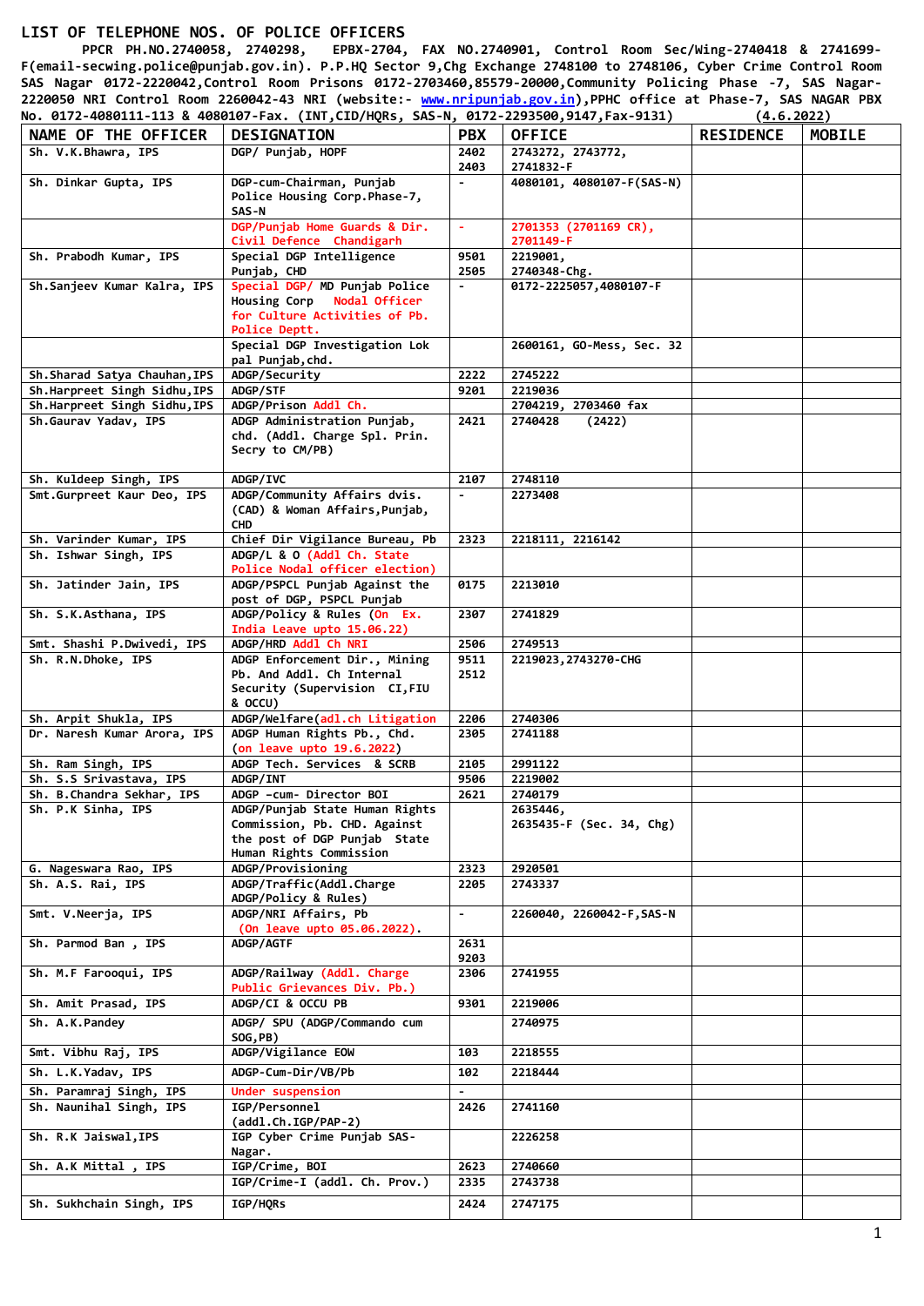# LIST OF TELEPHONE NOS. OF POLICE OFFICERS

PPCR PH.NO.2740058, 2740298, EPBX-2704, FAX NO.2740901, Control Room Sec/Wing-2740418 & 2741699-F(email-secwing.police@punjab.gov.in). P.P.HQ Sector 9,Chg Exchange 2748100 to 2748106, Cyber Crime Control Room SAS Nagar 0172-2220042,Control Room Prisons 0172-2703460,85579-20000,Community Policing Phase -7, SAS Nagar-2220050 NRI Control Room 2260042-43 NRI (website:- www.nripunjab.gov.in),PPHC office at Phase-7, SAS NAGAR PBX No. 0172-4080111-113 & 4080107-Fax. (INT,CID/HQRs, SAS-N, 0172-2293500,9147,Fax-9131) (4.6.2022)

| NAME OF THE OFFICER | DESIGNATION | PBX | OFFICE | RESIDENCE | MOBILE |
|---|---|---|---|---|---|
| Sh. V.K.Bhawra, IPS | DGP/ Punjab, HOPF | 2402 2403 | 2743272, 2743772, 2741832-F | | |
| Sh. Dinkar Gupta, IPS | DGP-cum-Chairman, Punjab Police Housing Corp.Phase-7, SAS-N | - | 4080101, 4080107-F(SAS-N) | | |
| | DGP/Punjab Home Guards & Dir. Civil Defence Chandigarh | - | 2701353 (2701169 CR), 2701149-F | | |
| Sh. Prabodh Kumar, IPS | Special DGP Intelligence Punjab, CHD | 9501 2505 | 2219001, 2740348-Chg. | | |
| Sh.Sanjeev Kumar Kalra, IPS | Special DGP/ MD Punjab Police Housing Corp Nodal Officer for Culture Activities of Pb. Police Deptt. | - | 0172-2225057,4080107-F | | |
| | Special DGP Investigation Lok pal Punjab,chd. | | 2600161, GO-Mess, Sec. 32 | | |
| Sh.Sharad Satya Chauhan,IPS | ADGP/Security | 2222 | 2745222 | | |
| Sh.Harpreet Singh Sidhu,IPS | ADGP/STF | 9201 | 2219036 | | |
| Sh.Harpreet Singh Sidhu,IPS | ADGP/Prison Addl Ch. | | 2704219, 2703460 fax | | |
| Sh.Gaurav Yadav, IPS | ADGP Administration Punjab, chd. (Addl. Charge Spl. Prin. Secry to CM/PB) | 2421 | 2740428 (2422) | | |
| Sh. Kuldeep Singh, IPS | ADGP/IVC | 2107 | 2748110 | | |
| Smt.Gurpreet Kaur Deo, IPS | ADGP/Community Affairs dvis. (CAD) & Woman Affairs,Punjab, CHD | - | 2273408 | | |
| Sh. Varinder Kumar, IPS | Chief Dir Vigilance Bureau, Pb | 2323 | 2218111, 2216142 | | |
| Sh. Ishwar Singh, IPS | ADGP/L & O (Addl Ch. State Police Nodal officer election) | | | | |
| Sh. Jatinder Jain, IPS | ADGP/PSPCL Punjab Against the post of DGP, PSPCL Punjab | 0175 | 2213010 | | |
| Sh. S.K.Asthana, IPS | ADGP/Policy & Rules (On Ex. India Leave upto 15.06.22) | 2307 | 2741829 | | |
| Smt. Shashi P.Dwivedi, IPS | ADGP/HRD Addl Ch NRI | 2506 | 2749513 | | |
| Sh. R.N.Dhoke, IPS | ADGP Enforcement Dir., Mining Pb. And Addl. Ch Internal Security (Supervision CI,FIU & OCCU) | 9511 2512 | 2219023,2743270-CHG | | |
| Sh. Arpit Shukla, IPS | ADGP/Welfare(adl.ch Litigation | 2206 | 2740306 | | |
| Dr. Naresh Kumar Arora, IPS | ADGP Human Rights Pb., Chd. (on leave upto 19.6.2022) | 2305 | 2741188 | | |
| Sh. Ram Singh, IPS | ADGP Tech. Services & SCRB | 2105 | 2991122 | | |
| Sh. S.S Srivastava, IPS | ADGP/INT | 9506 | 2219002 | | |
| Sh. B.Chandra Sekhar, IPS | ADGP -cum- Director BOI | 2621 | 2740179 | | |
| Sh. P.K Sinha, IPS | ADGP/Punjab State Human Rights Commission, Pb. CHD. Against the post of DGP Punjab State Human Rights Commission | | 2635446, 2635435-F (Sec. 34, Chg) | | |
| G. Nageswara Rao, IPS | ADGP/Provisioning | 2323 | 2920501 | | |
| Sh. A.S. Rai, IPS | ADGP/Traffic(Addl.Charge ADGP/Policy & Rules) | 2205 | 2743337 | | |
| Smt. V.Neerja, IPS | ADGP/NRI Affairs, Pb (On leave upto 05.06.2022). | - | 2260040, 2260042-F,SAS-N | | |
| Sh. Parmod Ban , IPS | ADGP/AGTF | 2631 9203 | | | |
| Sh. M.F Farooqui, IPS | ADGP/Railway (Addl. Charge Public Grievances Div. Pb.) | 2306 | 2741955 | | |
| Sh. Amit Prasad, IPS | ADGP/CI & OCCU PB | 9301 | 2219006 | | |
| Sh. A.K.Pandey | ADGP/ SPU (ADGP/Commando cum SOG,PB) | | 2740975 | | |
| Smt. Vibhu Raj, IPS | ADGP/Vigilance EOW | 103 | 2218555 | | |
| Sh. L.K.Yadav, IPS | ADGP-Cum-Dir/VB/Pb | 102 | 2218444 | | |
| Sh. Paramraj Singh, IPS | Under suspension | - | | | |
| Sh. Naunihal Singh, IPS | IGP/Personnel (addl.Ch.IGP/PAP-2) | 2426 | 2741160 | | |
| Sh. R.K Jaiswal,IPS | IGP Cyber Crime Punjab SAS-Nagar. | | 2226258 | | |
| Sh. A.K Mittal , IPS | IGP/Crime, BOI | 2623 | 2740660 | | |
| | IGP/Crime-I (addl. Ch. Prov.) | 2335 | 2743738 | | |
| Sh. Sukhchain Singh, IPS | IGP/HQRs | 2424 | 2747175 | | |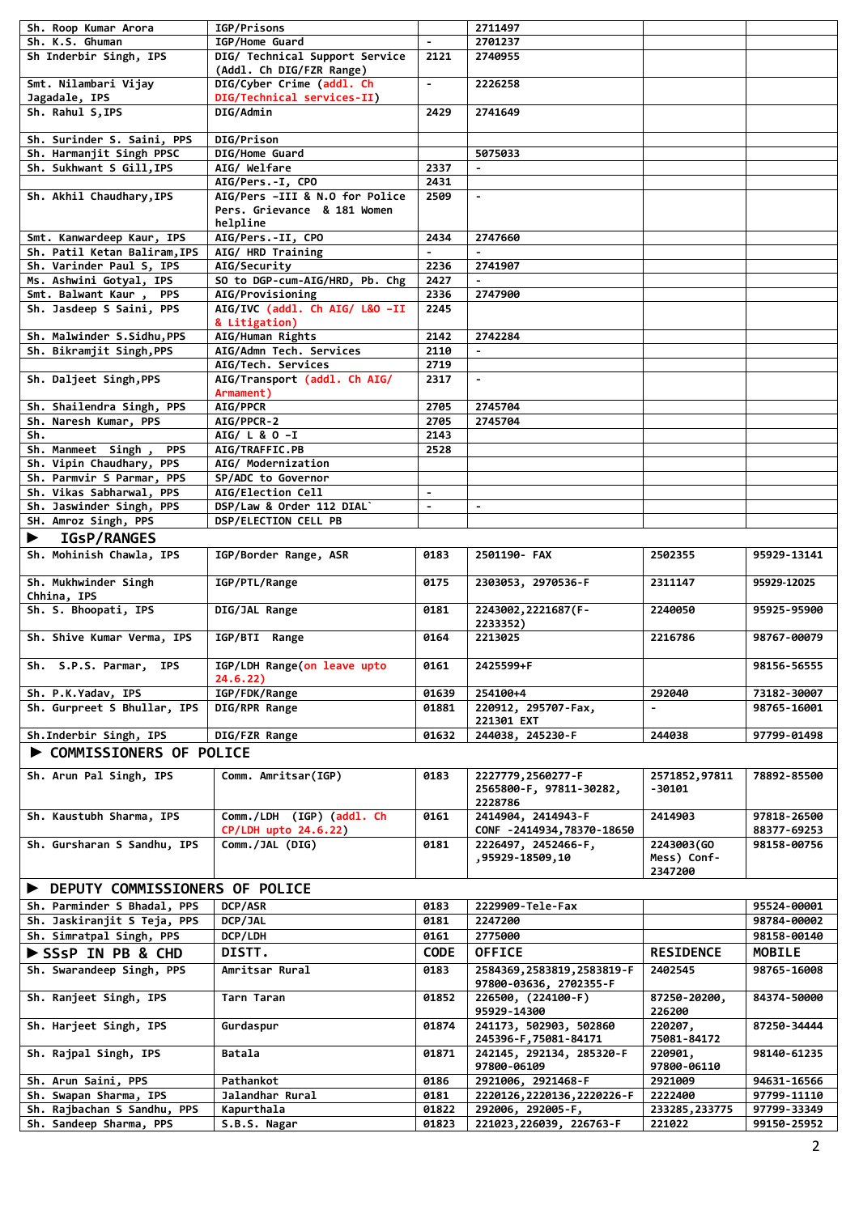| | | | | | |
|---|---|---|---|---|---|
| Sh. Roop Kumar Arora | IGP/Prisons | | 2711497 | | |
| Sh. K.S. Ghuman | IGP/Home Guard | - | 2701237 | | |
| Sh Inderbir Singh, IPS | DIG/ Technical Support Service (Addl. Ch DIG/FZR Range) | 2121 | 2740955 | | |
| Smt. Nilambari Vijay Jagadale, IPS | DIG/Cyber Crime (addl. Ch DIG/Technical services-II) | - | 2226258 | | |
| Sh. Rahul S,IPS | DIG/Admin | 2429 | 2741649 | | |
| Sh. Surinder S. Saini, PPS | DIG/Prison | | | | |
| Sh. Harmanjit Singh PPSC | DIG/Home Guard | | 5075033 | | |
| Sh. Sukhwant S Gill,IPS | AIG/ Welfare | 2337 | - | | |
| | AIG/Pers.-I, CPO | 2431 | | | |
| Sh. Akhil Chaudhary,IPS | AIG/Pers -III & N.O for Police Pers. Grievance & 181 Women helpline | 2509 | - | | |
| Smt. Kanwardeep Kaur, IPS | AIG/Pers.-II, CPO | 2434 | 2747660 | | |
| Sh. Patil Ketan Baliram,IPS | AIG/ HRD Training | - | - | | |
| Sh. Varinder Paul S, IPS | AIG/Security | 2236 | 2741907 | | |
| Ms. Ashwini Gotyal, IPS | SO to DGP-cum-AIG/HRD, Pb. Chg | 2427 | - | | |
| Smt. Balwant Kaur , PPS | AIG/Provisioning | 2336 | 2747900 | | |
| Sh. Jasdeep S Saini, PPS | AIG/IVC (addl. Ch AIG/ L&O -II & Litigation) | 2245 | | | |
| Sh. Malwinder S.Sidhu,PPS | AIG/Human Rights | 2142 | 2742284 | | |
| Sh. Bikramjit Singh,PPS | AIG/Admn Tech. Services | 2110 | - | | |
| | AIG/Tech. Services | 2719 | | | |
| Sh. Daljeet Singh,PPS | AIG/Transport (addl. Ch AIG/ Armament) | 2317 | - | | |
| Sh. Shailendra Singh, PPS | AIG/PPCR | 2705 | 2745704 | | |
| Sh. Naresh Kumar, PPS | AIG/PPCR-2 | 2705 | 2745704 | | |
| Sh. | AIG/ L & O -I | 2143 | | | |
| Sh. Manmeet Singh , PPS | AIG/TRAFFIC.PB | 2528 | | | |
| Sh. Vipin Chaudhary, PPS | AIG/ Modernization | | | | |
| Sh. Parmvir S Parmar, PPS | SP/ADC to Governor | | | | |
| Sh. Vikas Sabharwal, PPS | AIG/Election Cell | - | | | |
| Sh. Jaswinder Singh, PPS | DSP/Law & Order 112 DIAL` | - | - | | |
| SH. Amroz Singh, PPS | DSP/ELECTION CELL PB | | | | |
| ► **IGsP/RANGES** | | | | | |
| Sh. Mohinish Chawla, IPS | IGP/Border Range, ASR | 0183 | 2501190- FAX | 2502355 | 95929-13141 |
| Sh. Mukhwinder Singh Chhina, IPS | IGP/PTL/Range | 0175 | 2303053, 2970536-F | 2311147 | 95929-12025 |
| Sh. S. Bhoopati, IPS | DIG/JAL Range | 0181 | 2243002,2221687(F-2233352) | 2240050 | 95925-95900 |
| Sh. Shive Kumar Verma, IPS | IGP/BTI Range | 0164 | 2213025 | 2216786 | 98767-00079 |
| Sh. S.P.S. Parmar, IPS | IGP/LDH Range(on leave upto 24.6.22) | 0161 | 2425599+F | | 98156-56555 |
| Sh. P.K.Yadav, IPS | IGP/FDK/Range | 01639 | 254100+4 | 292040 | 73182-30007 |
| Sh. Gurpreet S Bhullar, IPS | DIG/RPR Range | 01881 | 220912, 295707-Fax, 221301 EXT | - | 98765-16001 |
| Sh.Inderbir Singh, IPS | DIG/FZR Range | 01632 | 244038, 245230-F | 244038 | 97799-01498 |
| ► **COMMISSIONERS OF POLICE** | | | | | |
| Sh. Arun Pal Singh, IPS | Comm. Amritsar(IGP) | 0183 | 2227779,2560277-F 2565800-F, 97811-30282, 2228786 | 2571852,97811-30101 | 78892-85500 |
| Sh. Kaustubh Sharma, IPS | Comm./LDH (IGP) (addl. Ch CP/LDH upto 24.6.22) | 0161 | 2414904, 2414943-F CONF -2414934,78370-18650 | 2414903 | 97818-26500 88377-69253 |
| Sh. Gursharan S Sandhu, IPS | Comm./JAL (DIG) | 0181 | 2226497, 2452466-F, ,95929-18509,10 | 2243003(GO Mess) Conf-2347200 | 98158-00756 |
| ► **DEPUTY COMMISSIONERS OF POLICE** | | | | | |
| Sh. Parminder S Bhadal, PPS | DCP/ASR | 0183 | 2229909-Tele-Fax | | 95524-00001 |
| Sh. Jaskiranjit S Teja, PPS | DCP/JAL | 0181 | 2247200 | | 98784-00002 |
| Sh. Simratpal Singh, PPS | DCP/LDH | 0161 | 2775000 | | 98158-00140 |
| ► **SSsP IN PB & CHD** | **DISTT.** | **CODE** | **OFFICE** | **RESIDENCE** | **MOBILE** |
| Sh. Swarandeep Singh, PPS | Amritsar Rural | 0183 | 2584369,2583819,2583819-F 97800-03636, 2702355-F | 2402545 | 98765-16008 |
| Sh. Ranjeet Singh, IPS | Tarn Taran | 01852 | 226500, (224100-F) 95929-14300 | 87250-20200, 226200 | 84374-50000 |
| Sh. Harjeet Singh, IPS | Gurdaspur | 01874 | 241173, 502903, 502860 245396-F,75081-84171 | 220207, 75081-84172 | 87250-34444 |
| Sh. Rajpal Singh, IPS | Batala | 01871 | 242145, 292134, 285320-F 97800-06109 | 220901, 97800-06110 | 98140-61235 |
| Sh. Arun Saini, PPS | Pathankot | 0186 | 2921006, 2921468-F | 2921009 | 94631-16566 |
| Sh. Swapan Sharma, IPS | Jalandhar Rural | 0181 | 2220126,2220136,2220226-F | 2222400 | 97799-11110 |
| Sh. Rajbachan S Sandhu, PPS | Kapurthala | 01822 | 292006, 292005-F, | 233285,233775 | 97799-33349 |
| Sh. Sandeep Sharma, PPS | S.B.S. Nagar | 01823 | 221023,226039, 226763-F | 221022 | 99150-25952 |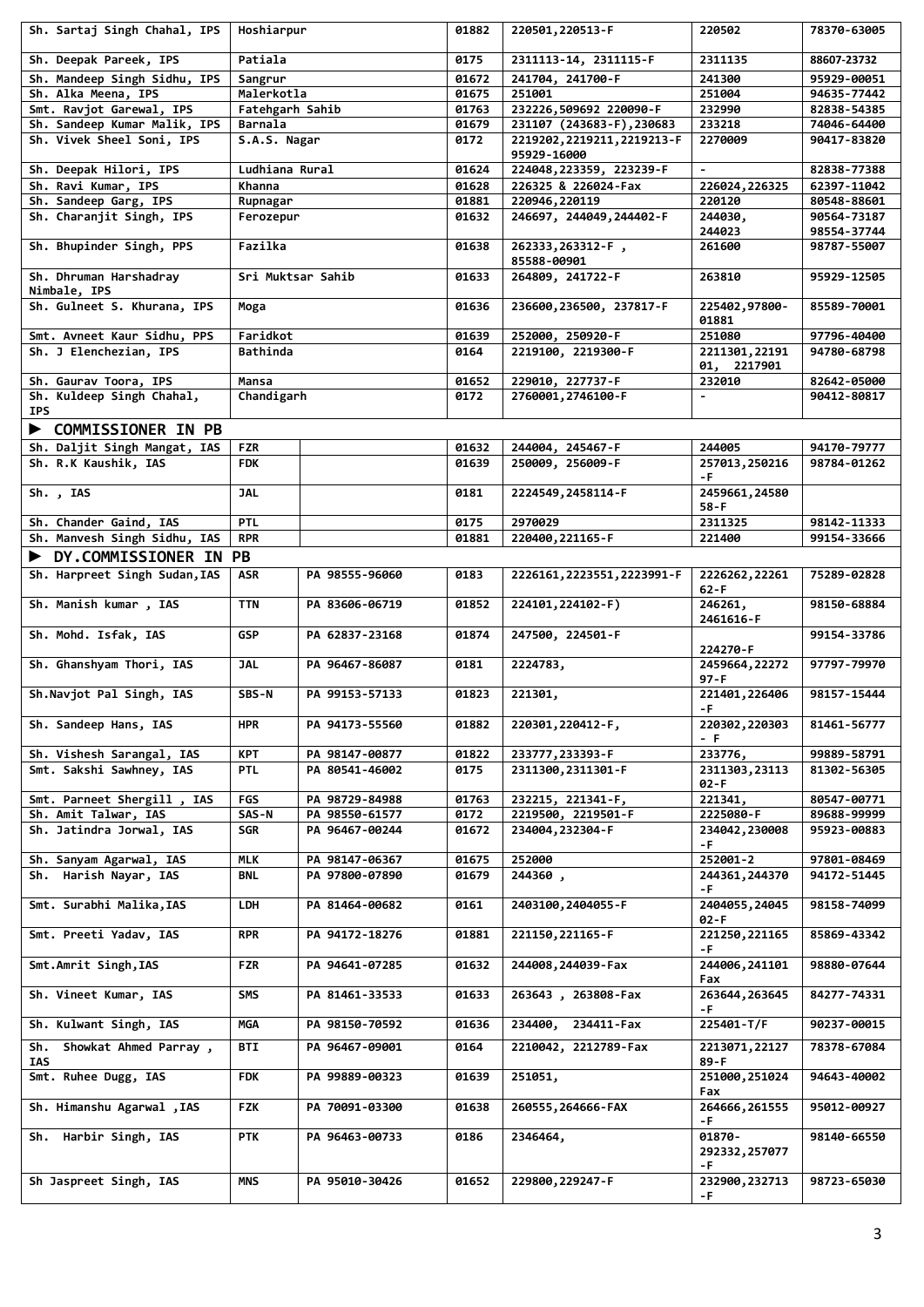| | | | | | |
|---|---|---|---|---|---|
| Sh. Sartaj Singh Chahal, IPS | Hoshiarpur | 01882 | 220501,220513-F | 220502 | 78370-63005 |
| Sh. Deepak Pareek, IPS | Patiala | 0175 | 2311113-14, 2311115-F | 2311135 | 88607-23732 |
| Sh. Mandeep Singh Sidhu, IPS | Sangrur | 01672 | 241704, 241700-F | 241300 | 95929-00051 |
| Sh. Alka Meena, IPS | Malerkotla | 01675 | 251001 | 251004 | 94635-77442 |
| Smt. Ravjot Garewal, IPS | Fatehgarh Sahib | 01763 | 232226,509692 220090-F | 232990 | 82838-54385 |
| Sh. Sandeep Kumar Malik, IPS | Barnala | 01679 | 231107 (243683-F),230683 | 233218 | 74046-64400 |
| Sh. Vivek Sheel Soni, IPS | S.A.S. Nagar | 0172 | 2219202,2219211,2219213-F 95929-16000 | 2270009 | 90417-83820 |
| Sh. Deepak Hilori, IPS | Ludhiana Rural | 01624 | 224048,223359, 223239-F | - | 82838-77388 |
| Sh. Ravi Kumar, IPS | Khanna | 01628 | 226325 & 226024-Fax | 226024,226325 | 62397-11042 |
| Sh. Sandeep Garg, IPS | Rupnagar | 01881 | 220946,220119 | 220120 | 80548-88601 |
| Sh. Charanjit Singh, IPS | Ferozepur | 01632 | 246697, 244049,244402-F | 244030, 244023 | 90564-73187 98554-37744 |
| Sh. Bhupinder Singh, PPS | Fazilka | 01638 | 262333,263312-F , 85588-00901 | 261600 | 98787-55007 |
| Sh. Dhruman Harshadray Nimbale, IPS | Sri Muktsar Sahib | 01633 | 264809, 241722-F | 263810 | 95929-12505 |
| Sh. Gulneet S. Khurana, IPS | Moga | 01636 | 236600,236500, 237817-F | 225402,97800-01881 | 85589-70001 |
| Smt. Avneet Kaur Sidhu, PPS | Faridkot | 01639 | 252000, 250920-F | 251080 | 97796-40400 |
| Sh. J Elenchezian, IPS | Bathinda | 0164 | 2219100, 2219300-F | 2211301,2219101, 2217901 | 94780-68798 |
| Sh. Gaurav Toora, IPS | Mansa | 01652 | 229010, 227737-F | 232010 | 82642-05000 |
| Sh. Kuldeep Singh Chahal, IPS | Chandigarh | 0172 | 2760001,2746100-F | - | 90412-80817 |

## ► COMMISSIONER IN PB

| | | | | | | |
|---|---|---|---|---|---|---|
| Sh. Daljit Singh Mangat, IAS | FZR | | 01632 | 244004, 245467-F | 244005 | 94170-79777 |
| Sh. R.K Kaushik, IAS | FDK | | 01639 | 250009, 256009-F | 257013,250216-F | 98784-01262 |
| Sh. , IAS | JAL | | 0181 | 2224549,2458114-F | 2459661,2458058-F | |
| Sh. Chander Gaind, IAS | PTL | | 0175 | 2970029 | 2311325 | 98142-11333 |
| Sh. Manvesh Singh Sidhu, IAS | RPR | | 01881 | 220400,221165-F | 221400 | 99154-33666 |

## ► DY.COMMISSIONER IN PB

| | | | | | | |
|---|---|---|---|---|---|---|
| Sh. Harpreet Singh Sudan,IAS | ASR | PA 98555-96060 | 0183 | 2226161,2223551,2223991-F | 2226262,2226162-F | 75289-02828 |
| Sh. Manish kumar , IAS | TTN | PA 83606-06719 | 01852 | 224101,224102-F) | 246261, 2461616-F | 98150-68884 |
| Sh. Mohd. Isfak, IAS | GSP | PA 62837-23168 | 01874 | 247500, 224501-F | 224270-F | 99154-33786 |
| Sh. Ghanshyam Thori, IAS | JAL | PA 96467-86087 | 0181 | 2224783, | 2459664,2227297-F | 97797-79970 |
| Sh.Navjot Pal Singh, IAS | SBS-N | PA 99153-57133 | 01823 | 221301, | 221401,226406-F | 98157-15444 |
| Sh. Sandeep Hans, IAS | HPR | PA 94173-55560 | 01882 | 220301,220412-F, | 220302,220303 - F | 81461-56777 |
| Sh. Vishesh Sarangal, IAS | KPT | PA 98147-00877 | 01822 | 233777,233393-F | 233776, | 99889-58791 |
| Smt. Sakshi Sawhney, IAS | PTL | PA 80541-46002 | 0175 | 2311300,2311301-F | 2311303,2311302-F | 81302-56305 |
| Smt. Parneet Shergill , IAS | FGS | PA 98729-84988 | 01763 | 232215, 221341-F, | 221341, | 80547-00771 |
| Sh. Amit Talwar, IAS | SAS-N | PA 98550-61577 | 0172 | 2219500, 2219501-F | 2225080-F | 89688-99999 |
| Sh. Jatindra Jorwal, IAS | SGR | PA 96467-00244 | 01672 | 234004,232304-F | 234042,230008-F | 95923-00883 |
| Sh. Sanyam Agarwal, IAS | MLK | PA 98147-06367 | 01675 | 252000 | 252001-2 | 97801-08469 |
| Sh. Harish Nayar, IAS | BNL | PA 97800-07890 | 01679 | 244360 , | 244361,244370-F | 94172-51445 |
| Smt. Surabhi Malika,IAS | LDH | PA 81464-00682 | 0161 | 2403100,2404055-F | 2404055,2404502-F | 98158-74099 |
| Smt. Preeti Yadav, IAS | RPR | PA 94172-18276 | 01881 | 221150,221165-F | 221250,221165-F | 85869-43342 |
| Smt.Amrit Singh,IAS | FZR | PA 94641-07285 | 01632 | 244008,244039-Fax | 244006,241101 Fax | 98880-07644 |
| Sh. Vineet Kumar, IAS | SMS | PA 81461-33533 | 01633 | 263643 , 263808-Fax | 263644,263645-F | 84277-74331 |
| Sh. Kulwant Singh, IAS | MGA | PA 98150-70592 | 01636 | 234400, 234411-Fax | 225401-T/F | 90237-00015 |
| Sh. Showkat Ahmed Parray , IAS | BTI | PA 96467-09001 | 0164 | 2210042, 2212789-Fax | 2213071,2212789-F | 78378-67084 |
| Smt. Ruhee Dugg, IAS | FDK | PA 99889-00323 | 01639 | 251051, | 251000,251024 Fax | 94643-40002 |
| Sh. Himanshu Agarwal ,IAS | FZK | PA 70091-03300 | 01638 | 260555,264666-FAX | 264666,261555-F | 95012-00927 |
| Sh. Harbir Singh, IAS | PTK | PA 96463-00733 | 0186 | 2346464, | 01870-292332,257077-F | 98140-66550 |
| Sh Jaspreet Singh, IAS | MNS | PA 95010-30426 | 01652 | 229800,229247-F | 232900,232713-F | 98723-65030 |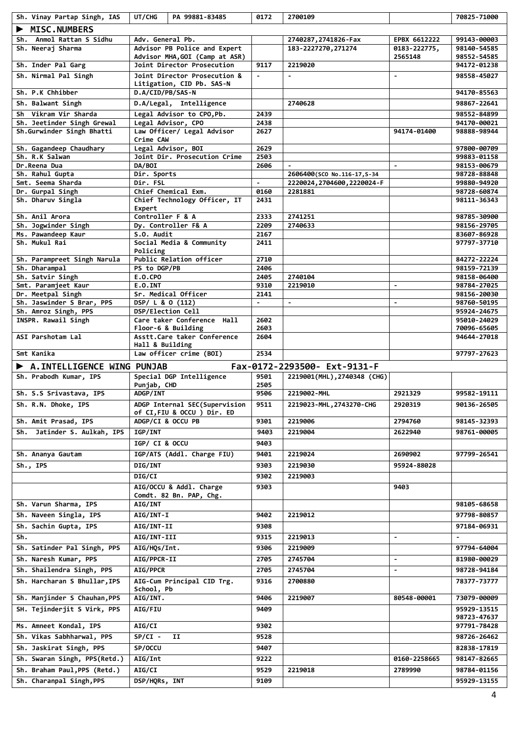| Sh. Vinay Partap Singh, IAS | UT/CHG | PA 99881-83485 | 0172 | 2700109 | | 70825-71000 |
|---|---|---|---|---|---|---|

## ► MISC.NUMBERS

| | | | | | |
|---|---|---|---|---|---|
| Sh. Anmol Rattan S Sidhu | Adv. General Pb. | | 2740287,2741826-Fax | EPBX 6612222 | 99143-00003 |
| Sh. Neeraj Sharma | Advisor PB Police and Expert Advisor MHA,GOI (Camp at ASR) | | 183-2227270,271274 | 0183-222775, 2565148 | 98140-54585 98552-54585 |
| Sh. Inder Pal Garg | Joint Director Prosecution | 9117 | 2219020 | | 94172-01238 |
| Sh. Nirmal Pal Singh | Joint Director Prosecution & Litigation, CID Pb. SAS-N | - | - | - | 98558-45027 |
| Sh. P.K Chhibber | D.A/CID/PB/SAS-N | | | | 94170-85563 |
| Sh. Balwant Singh | D.A/Legal, Intelligence | | 2740628 | | 98867-22641 |
| Sh Vikram Vir Sharda | Legal Advisor to CPO,Pb. | 2439 | | | 98552-84899 |
| Sh. Jeetinder Singh Grewal | Legal Advisor, CPO | 2438 | | | 94170-00021 |
| Sh.Gurwinder Singh Bhatti | Law Officer/ Legal Advisor Crime CAW | 2627 | | 94174-01400 | 98888-98944 |
| Sh. Gagandeep Chaudhary | Legal Advisor, BOI | 2629 | | | 97800-00709 |
| Sh. R.K Salwan | Joint Dir. Prosecution Crime | 2503 | | | 99883-01158 |
| Dr.Reena Dua | DA/BOI | 2606 | - | - | 98153-00679 |
| Sh. Rahul Gupta | Dir. Sports | | 2606400(SCO No.116-17,S-34 | | 98728-88848 |
| Smt. Seema Sharda | Dir. FSL | - | 2220024,2704600,2220024-F | | 99880-94920 |
| Dr. Gurpal Singh | Chief Chemical Exm. | 0160 | 2281881 | | 98728-60874 |
| Sh. Dharuv Singla | Chief Technology Officer, IT Expert | 2431 | | | 98111-36343 |
| Sh. Anil Arora | Controller F & A | 2333 | 2741251 | | 98785-30900 |
| Sh. Jogwinder Singh | Dy. Controller F& A | 2209 | 2740633 | | 98156-29705 |
| Ms. Pawandeep Kaur | S.O. Audit | 2167 | | | 83607-86928 |
| Sh. Mukul Rai | Social Media & Community Policing | 2411 | | | 97797-37710 |
| Sh. Parampreet Singh Narula | Public Relation officer | 2710 | | | 84272-22224 |
| Sh. Dharampal | PS to DGP/PB | 2406 | | | 98159-72139 |
| Sh. Satvir Singh | E.O.CPO | 2405 | 2740104 | | 98158-06400 |
| Smt. Paramjeet Kaur | E.O.INT | 9310 | 2219010 | - | 98784-27025 |
| Dr. Meetpal Singh | Sr. Medical Officer | 2141 | | | 98156-20030 |
| Sh. Jaswinder S Brar, PPS | DSP/ L & O (112) | - | - | - | 98760-50195 |
| Sh. Amroz Singh, PPS | DSP/Election Cell | | | | 95924-24675 |
| INSPR. Rawail Singh | Care taker Conference Hall Floor-6 & Building | 2602 2603 | | | 95010-24029 70096-65605 |
| ASI Parshotam Lal | Asstt.Care taker Conference Hall & Building | 2604 | | | 94644-27018 |
| Smt Kanika | Law officer crime (BOI) | 2534 | | | 97797-27623 |

## ► A.INTELLIGENCE WING PUNJAB Fax-0172-2293500- Ext-9131-F

| | | | | | |
|---|---|---|---|---|---|
| Sh. Prabodh Kumar, IPS | Special DGP Intelligence Punjab, CHD | 9501 2505 | 2219001(MHL),2740348 (CHG) | | |
| Sh. S.S Srivastava, IPS | ADGP/INT | 9506 | 2219002-MHL | 2921329 | 99582-19111 |
| Sh. R.N. Dhoke, IPS | ADGP Internal SEC(Supervision of CI,FIU & OCCU ) Dir. ED | 9511 | 2219023-MHL,2743270-CHG | 2920319 | 90136-26505 |
| Sh. Amit Prasad, IPS | ADGP/CI & OCCU PB | 9301 | 2219006 | 2794760 | 98145-32393 |
| Sh. Jatinder S. Aulkah, IPS | IGP/INT | 9403 | 2219004 | 2622940 | 98761-00005 |
| | IGP/ CI & OCCU | 9403 | | | |
| Sh. Ananya Gautam | IGP/ATS (Addl. Charge FIU) | 9401 | 2219024 | 2690902 | 97799-26541 |
| Sh., IPS | DIG/INT | 9303 | 2219030 | 95924-88028 | |
| | DIG/CI | 9302 | 2219003 | | |
| | AIG/OCCU & Addl. Charge Comdt. 82 Bn. PAP, Chg. | 9303 | | 9403 | |
| Sh. Varun Sharma, IPS | AIG/INT | | | | 98105-68658 |
| Sh. Naveen Singla, IPS | AIG/INT-I | 9402 | 2219012 | | 97798-80857 |
| Sh. Sachin Gupta, IPS | AIG/INT-II | 9308 | | | 97184-06931 |
| Sh. | AIG/INT-III | 9315 | 2219013 | - | - |
| Sh. Satinder Pal Singh, PPS | AIG/HQs/Int. | 9306 | 2219009 | | 97794-64004 |
| Sh. Naresh Kumar, PPS | AIG/PPCR-II | 2705 | 2745704 | - | 81980-00029 |
| Sh. Shailendra Singh, PPS | AIG/PPCR | 2705 | 2745704 | - | 98728-94184 |
| Sh. Harcharan S Bhullar,IPS | AIG-Cum Principal CID Trg. School, Pb | 9316 | 2700880 | | 78377-73777 |
| Sh. Manjinder S Chauhan,PPS | AIG/INT. | 9406 | 2219007 | 80548-00001 | 73079-00009 |
| SH. Tejinderjit S Virk, PPS | AIG/FIU | 9409 | | | 95929-13515 98723-47637 |
| Ms. Amneet Kondal, IPS | AIG/CI | 9302 | | | 97791-78428 |
| Sh. Vikas Sabhharwal, PPS | SP/CI - II | 9528 | | | 98726-26462 |
| Sh. Jaskirat Singh, PPS | SP/OCCU | 9407 | | | 82838-17819 |
| Sh. Swaran Singh, PPS(Retd.) | AIG/Int | 9222 | | 0160-2258665 | 98147-82665 |
| Sh. Braham Paul,PPS (Retd.) | AIG/CI | 9529 | 2219018 | 2789990 | 98784-01156 |
| Sh. Charanpal Singh,PPS | DSP/HQRs, INT | 9109 | | | 95929-13155 |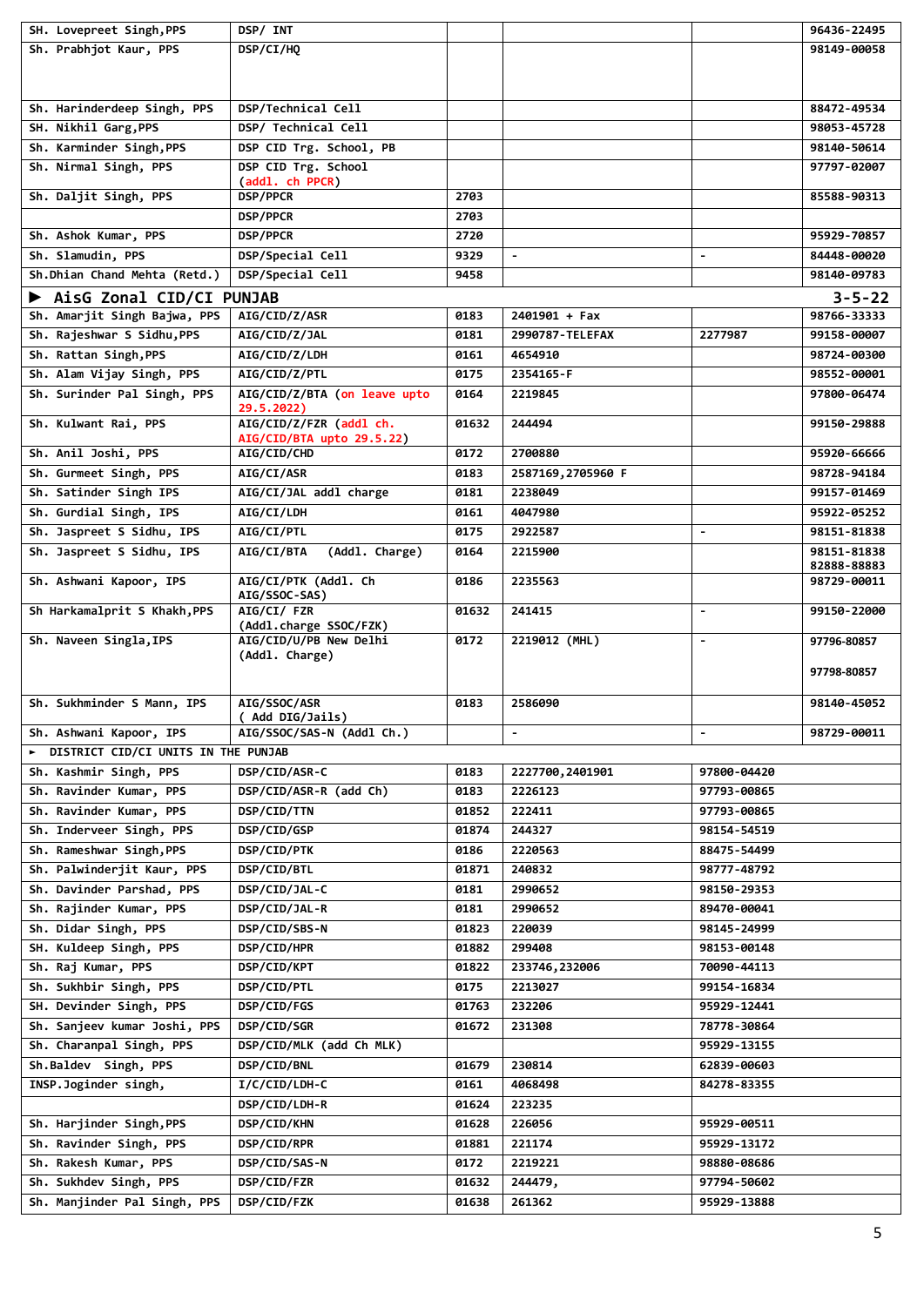| | | | | | |
|---|---|---|---|---|---|
| SH. Lovepreet Singh,PPS | DSP/ INT | | | | 96436-22495 |
| Sh. Prabhjot Kaur, PPS | DSP/CI/HQ | | | | 98149-00058 |
| Sh. Harinderdeep Singh, PPS | DSP/Technical Cell | | | | 88472-49534 |
| SH. Nikhil Garg,PPS | DSP/ Technical Cell | | | | 98053-45728 |
| Sh. Karminder Singh,PPS | DSP CID Trg. School, PB | | | | 98140-50614 |
| Sh. Nirmal Singh, PPS | DSP CID Trg. School (addl. ch PPCR) | | | | 97797-02007 |
| Sh. Daljit Singh, PPS | DSP/PPCR | 2703 | | | 85588-90313 |
| | DSP/PPCR | 2703 | | | |
| Sh. Ashok Kumar, PPS | DSP/PPCR | 2720 | | | 95929-70857 |
| Sh. Slamudin, PPS | DSP/Special Cell | 9329 | - | - | 84448-00020 |
| Sh.Dhian Chand Mehta (Retd.) | DSP/Special Cell | 9458 | | | 98140-09783 |
| ► **AisG Zonal CID/CI PUNJAB** | | | | | **3-5-22** |
| Sh. Amarjit Singh Bajwa, PPS | AIG/CID/Z/ASR | 0183 | 2401901 + Fax | | 98766-33333 |
| Sh. Rajeshwar S Sidhu,PPS | AIG/CID/Z/JAL | 0181 | 2990787-TELEFAX | 2277987 | 99158-00007 |
| Sh. Rattan Singh,PPS | AIG/CID/Z/LDH | 0161 | 4654910 | | 98724-00300 |
| Sh. Alam Vijay Singh, PPS | AIG/CID/Z/PTL | 0175 | 2354165-F | | 98552-00001 |
| Sh. Surinder Pal Singh, PPS | AIG/CID/Z/BTA (on leave upto 29.5.2022) | 0164 | 2219845 | | 97800-06474 |
| Sh. Kulwant Rai, PPS | AIG/CID/Z/FZR (addl ch. AIG/CID/BTA upto 29.5.22) | 01632 | 244494 | | 99150-29888 |
| Sh. Anil Joshi, PPS | AIG/CID/CHD | 0172 | 2700880 | | 95920-66666 |
| Sh. Gurmeet Singh, PPS | AIG/CI/ASR | 0183 | 2587169,2705960 F | | 98728-94184 |
| Sh. Satinder Singh IPS | AIG/CI/JAL addl charge | 0181 | 2238049 | | 99157-01469 |
| Sh. Gurdial Singh, IPS | AIG/CI/LDH | 0161 | 4047980 | | 95922-05252 |
| Sh. Jaspreet S Sidhu, IPS | AIG/CI/PTL | 0175 | 2922587 | - | 98151-81838 |
| Sh. Jaspreet S Sidhu, IPS | AIG/CI/BTA (Addl. Charge) | 0164 | 2215900 | | 98151-81838 82888-88883 |
| Sh. Ashwani Kapoor, IPS | AIG/CI/PTK (Addl. Ch AIG/SSOC-SAS) | 0186 | 2235563 | | 98729-00011 |
| Sh Harkamalprit S Khakh,PPS | AIG/CI/ FZR (Addl.charge SSOC/FZK) | 01632 | 241415 | - | 99150-22000 |
| Sh. Naveen Singla,IPS | AIG/CID/U/PB New Delhi (Addl. Charge) | 0172 | 2219012 (MHL) | - | 97796-80857 97798-80857 |
| Sh. Sukhminder S Mann, IPS | AIG/SSOC/ASR ( Add DIG/Jails) | 0183 | 2586090 | | 98140-45052 |
| Sh. Ashwani Kapoor, IPS | AIG/SSOC/SAS-N (Addl Ch.) | | - | - | 98729-00011 |
| ► DISTRICT CID/CI UNITS IN THE PUNJAB | | | | | |
| Sh. Kashmir Singh, PPS | DSP/CID/ASR-C | 0183 | 2227700,2401901 | 97800-04420 | |
| Sh. Ravinder Kumar, PPS | DSP/CID/ASR-R (add Ch) | 0183 | 2226123 | 97793-00865 | |
| Sh. Ravinder Kumar, PPS | DSP/CID/TTN | 01852 | 222411 | 97793-00865 | |
| Sh. Inderveer Singh, PPS | DSP/CID/GSP | 01874 | 244327 | 98154-54519 | |
| Sh. Rameshwar Singh,PPS | DSP/CID/PTK | 0186 | 2220563 | 88475-54499 | |
| Sh. Palwinderjit Kaur, PPS | DSP/CID/BTL | 01871 | 240832 | 98777-48792 | |
| Sh. Davinder Parshad, PPS | DSP/CID/JAL-C | 0181 | 2990652 | 98150-29353 | |
| Sh. Rajinder Kumar, PPS | DSP/CID/JAL-R | 0181 | 2990652 | 89470-00041 | |
| Sh. Didar Singh, PPS | DSP/CID/SBS-N | 01823 | 220039 | 98145-24999 | |
| SH. Kuldeep Singh, PPS | DSP/CID/HPR | 01882 | 299408 | 98153-00148 | |
| Sh. Raj Kumar, PPS | DSP/CID/KPT | 01822 | 233746,232006 | 70090-44113 | |
| Sh. Sukhbir Singh, PPS | DSP/CID/PTL | 0175 | 2213027 | 99154-16834 | |
| SH. Devinder Singh, PPS | DSP/CID/FGS | 01763 | 232206 | 95929-12441 | |
| Sh. Sanjeev kumar Joshi, PPS | DSP/CID/SGR | 01672 | 231308 | 78778-30864 | |
| Sh. Charanpal Singh, PPS | DSP/CID/MLK (add Ch MLK) | | | 95929-13155 | |
| Sh.Baldev Singh, PPS | DSP/CID/BNL | 01679 | 230814 | 62839-00603 | |
| INSP.Joginder singh, | I/C/CID/LDH-C | 0161 | 4068498 | 84278-83355 | |
| | DSP/CID/LDH-R | 01624 | 223235 | | |
| Sh. Harjinder Singh,PPS | DSP/CID/KHN | 01628 | 226056 | 95929-00511 | |
| Sh. Ravinder Singh, PPS | DSP/CID/RPR | 01881 | 221174 | 95929-13172 | |
| Sh. Rakesh Kumar, PPS | DSP/CID/SAS-N | 0172 | 2219221 | 98880-08686 | |
| Sh. Sukhdev Singh, PPS | DSP/CID/FZR | 01632 | 244479, | 97794-50602 | |
| Sh. Manjinder Pal Singh, PPS | DSP/CID/FZK | 01638 | 261362 | 95929-13888 | |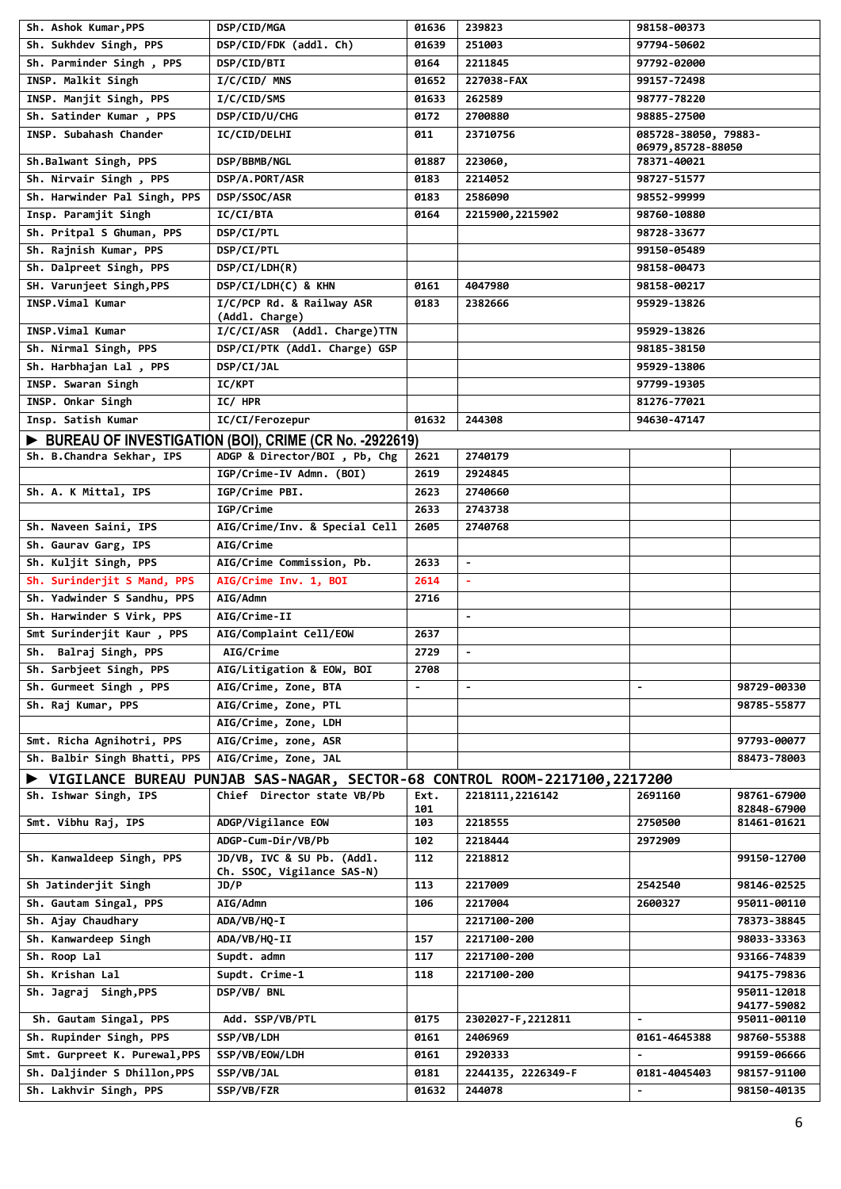| | | | | | |
|---|---|---|---|---|---|
| Sh. Ashok Kumar,PPS | DSP/CID/MGA | 01636 | 239823 | 98158-00373 | |
| Sh. Sukhdev Singh, PPS | DSP/CID/FDK (addl. Ch) | 01639 | 251003 | 97794-50602 | |
| Sh. Parminder Singh , PPS | DSP/CID/BTI | 0164 | 2211845 | 97792-02000 | |
| INSP. Malkit Singh | I/C/CID/ MNS | 01652 | 227038-FAX | 99157-72498 | |
| INSP. Manjit Singh, PPS | I/C/CID/SMS | 01633 | 262589 | 98777-78220 | |
| Sh. Satinder Kumar , PPS | DSP/CID/U/CHG | 0172 | 2700880 | 98885-27500 | |
| INSP. Subahash Chander | IC/CID/DELHI | 011 | 23710756 | 085728-38050, 79883-06979,85728-88050 | |
| Sh.Balwant Singh, PPS | DSP/BBMB/NGL | 01887 | 223060, | 78371-40021 | |
| Sh. Nirvair Singh , PPS | DSP/A.PORT/ASR | 0183 | 2214052 | 98727-51577 | |
| Sh. Harwinder Pal Singh, PPS | DSP/SSOC/ASR | 0183 | 2586090 | 98552-99999 | |
| Insp. Paramjit Singh | IC/CI/BTA | 0164 | 2215900,2215902 | 98760-10880 | |
| Sh. Pritpal S Ghuman, PPS | DSP/CI/PTL | | | 98728-33677 | |
| Sh. Rajnish Kumar, PPS | DSP/CI/PTL | | | 99150-05489 | |
| Sh. Dalpreet Singh, PPS | DSP/CI/LDH(R) | | | 98158-00473 | |
| SH. Varunjeet Singh,PPS | DSP/CI/LDH(C) & KHN | 0161 | 4047980 | 98158-00217 | |
| INSP.Vimal Kumar | I/C/PCP Rd. & Railway ASR (Addl. Charge) | 0183 | 2382666 | 95929-13826 | |
| INSP.Vimal Kumar | I/C/CI/ASR (Addl. Charge)TTN | | | 95929-13826 | |
| Sh. Nirmal Singh, PPS | DSP/CI/PTK (Addl. Charge) GSP | | | 98185-38150 | |
| Sh. Harbhajan Lal , PPS | DSP/CI/JAL | | | 95929-13806 | |
| INSP. Swaran Singh | IC/KPT | | | 97799-19305 | |
| INSP. Onkar Singh | IC/ HPR | | | 81276-77021 | |
| Insp. Satish Kumar | IC/CI/Ferozepur | 01632 | 244308 | 94630-47147 | |
| **► BUREAU OF INVESTIGATION (BOI), CRIME (CR No. -2922619)** | | | | | |
| Sh. B.Chandra Sekhar, IPS | ADGP & Director/BOI , Pb, Chg | 2621 | 2740179 | | |
| | IGP/Crime-IV Admn. (BOI) | 2619 | 2924845 | | |
| Sh. A. K Mittal, IPS | IGP/Crime PBI. | 2623 | 2740660 | | |
| | IGP/Crime | 2633 | 2743738 | | |
| Sh. Naveen Saini, IPS | AIG/Crime/Inv. & Special Cell | 2605 | 2740768 | | |
| Sh. Gaurav Garg, IPS | AIG/Crime | | | | |
| Sh. Kuljit Singh, PPS | AIG/Crime Commission, Pb. | 2633 | - | | |
| Sh. Surinderjit S Mand, PPS | AIG/Crime Inv. 1, BOI | 2614 | - | | |
| Sh. Yadwinder S Sandhu, PPS | AIG/Admn | 2716 | | | |
| Sh. Harwinder S Virk, PPS | AIG/Crime-II | | - | | |
| Smt Surinderjit Kaur , PPS | AIG/Complaint Cell/EOW | 2637 | | | |
| Sh. Balraj Singh, PPS | AIG/Crime | 2729 | - | | |
| Sh. Sarbjeet Singh, PPS | AIG/Litigation & EOW, BOI | 2708 | | | |
| Sh. Gurmeet Singh , PPS | AIG/Crime, Zone, BTA | - | - | - | 98729-00330 |
| Sh. Raj Kumar, PPS | AIG/Crime, Zone, PTL | | | | 98785-55877 |
| | AIG/Crime, Zone, LDH | | | | |
| Smt. Richa Agnihotri, PPS | AIG/Crime, zone, ASR | | | | 97793-00077 |
| Sh. Balbir Singh Bhatti, PPS | AIG/Crime, Zone, JAL | | | | 88473-78003 |
| **► VIGILANCE BUREAU PUNJAB SAS-NAGAR, SECTOR-68 CONTROL ROOM-2217100,2217200** | | | | | |
| Sh. Ishwar Singh, IPS | Chief Director state VB/Pb | Ext. 101 | 2218111,2216142 | 2691160 | 98761-67900 82848-67900 |
| Smt. Vibhu Raj, IPS | ADGP/Vigilance EOW | 103 | 2218555 | 2750500 | 81461-01621 |
| | ADGP-Cum-Dir/VB/Pb | 102 | 2218444 | 2972909 | |
| Sh. Kanwaldeep Singh, PPS | JD/VB, IVC & SU Pb. (Addl. Ch. SSOC, Vigilance SAS-N) | 112 | 2218812 | | 99150-12700 |
| Sh Jatinderjit Singh | JD/P | 113 | 2217009 | 2542540 | 98146-02525 |
| Sh. Gautam Singal, PPS | AIG/Admn | 106 | 2217004 | 2600327 | 95011-00110 |
| Sh. Ajay Chaudhary | ADA/VB/HQ-I | | 2217100-200 | | 78373-38845 |
| Sh. Kanwardeep Singh | ADA/VB/HQ-II | 157 | 2217100-200 | | 98033-33363 |
| Sh. Roop Lal | Supdt. admn | 117 | 2217100-200 | | 93166-74839 |
| Sh. Krishan Lal | Supdt. Crime-1 | 118 | 2217100-200 | | 94175-79836 |
| Sh. Jagraj Singh,PPS | DSP/VB/ BNL | | | | 95011-12018 94177-59082 |
| Sh. Gautam Singal, PPS | Add. SSP/VB/PTL | 0175 | 2302027-F,2212811 | - | 95011-00110 |
| Sh. Rupinder Singh, PPS | SSP/VB/LDH | 0161 | 2406969 | 0161-4645388 | 98760-55388 |
| Smt. Gurpreet K. Purewal,PPS | SSP/VB/EOW/LDH | 0161 | 2920333 | - | 99159-06666 |
| Sh. Daljinder S Dhillon,PPS | SSP/VB/JAL | 0181 | 2244135, 2226349-F | 0181-4045403 | 98157-91100 |
| Sh. Lakhvir Singh, PPS | SSP/VB/FZR | 01632 | 244078 | - | 98150-40135 |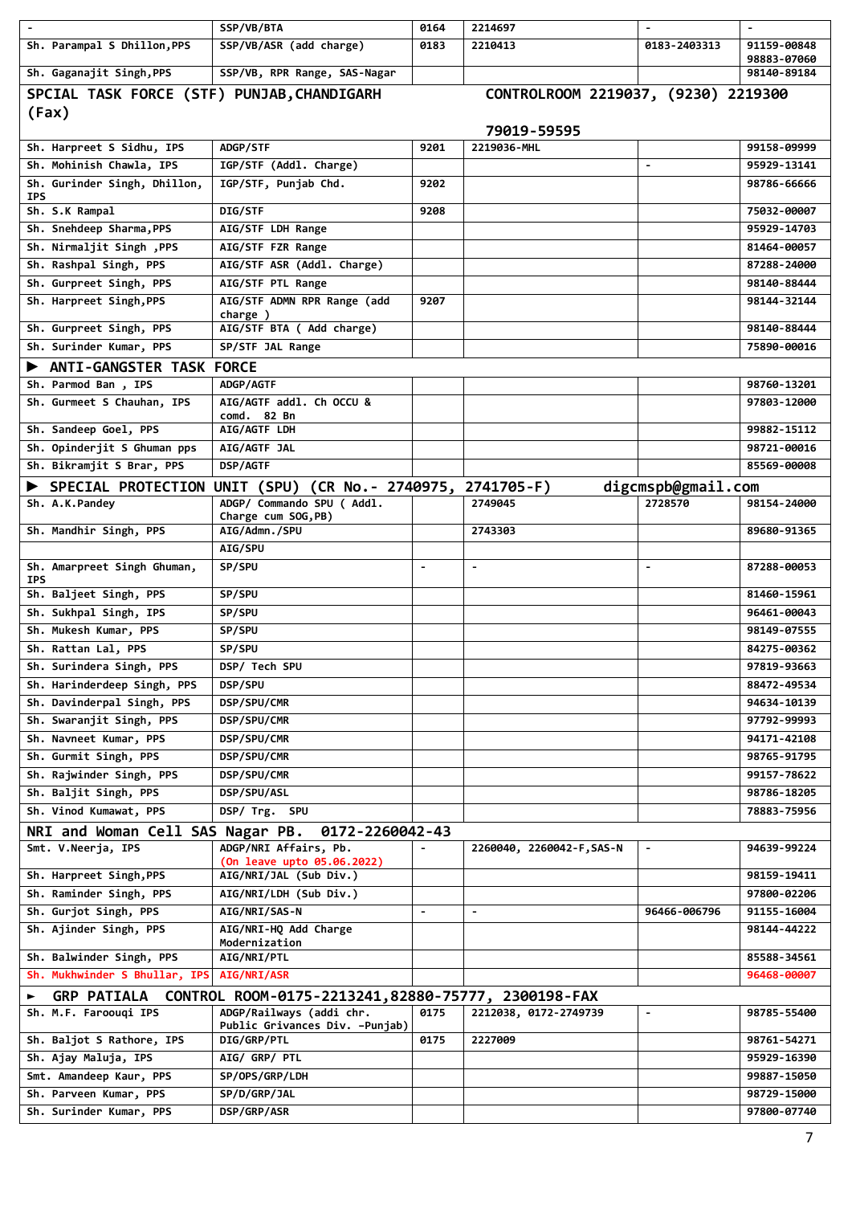| - | SSP/VB/BTA | 0164 | 2214697 | - | - |
|---|---|---|---|---|---|
| Sh. Parampal S Dhillon,PPS | SSP/VB/ASR (add charge) | 0183 | 2210413 | 0183-2403313 | 91159-00848 98883-07060 |
| Sh. Gaganajit Singh,PPS | SSP/VB, RPR Range, SAS-Nagar | | | | 98140-89184 |
| **SPCIAL TASK FORCE (STF) PUNJAB,CHANDIGARH (Fax)** | | | **CONTROLROOM 2219037, (9230) 2219300 79019-59595** | | |
| Sh. Harpreet S Sidhu, IPS | ADGP/STF | 9201 | 2219036-MHL | | 99158-09999 |
| Sh. Mohinish Chawla, IPS | IGP/STF (Addl. Charge) | | | - | 95929-13141 |
| Sh. Gurinder Singh, Dhillon, IPS | IGP/STF, Punjab Chd. | 9202 | | | 98786-66666 |
| Sh. S.K Rampal | DIG/STF | 9208 | | | 75032-00007 |
| Sh. Snehdeep Sharma,PPS | AIG/STF LDH Range | | | | 95929-14703 |
| Sh. Nirmaljit Singh ,PPS | AIG/STF FZR Range | | | | 81464-00057 |
| Sh. Rashpal Singh, PPS | AIG/STF ASR (Addl. Charge) | | | | 87288-24000 |
| Sh. Gurpreet Singh, PPS | AIG/STF PTL Range | | | | 98140-88444 |
| Sh. Harpreet Singh,PPS | AIG/STF ADMN RPR Range (add charge ) | 9207 | | | 98144-32144 |
| Sh. Gurpreet Singh, PPS | AIG/STF BTA ( Add charge) | | | | 98140-88444 |
| Sh. Surinder Kumar, PPS | SP/STF JAL Range | | | | 75890-00016 |
| **► ANTI-GANGSTER TASK FORCE** | | | | | |
| Sh. Parmod Ban , IPS | ADGP/AGTF | | | | 98760-13201 |
| Sh. Gurmeet S Chauhan, IPS | AIG/AGTF addl. Ch OCCU & comd. 82 Bn | | | | 97803-12000 |
| Sh. Sandeep Goel, PPS | AIG/AGTF LDH | | | | 99882-15112 |
| Sh. Opinderjit S Ghuman pps | AIG/AGTF JAL | | | | 98721-00016 |
| Sh. Bikramjit S Brar, PPS | DSP/AGTF | | | | 85569-00008 |
| **► SPECIAL PROTECTION UNIT (SPU) (CR No.- 2740975, 2741705-F)** | | | | **digcmspb@gmail.com** | |
| Sh. A.K.Pandey | ADGP/ Commando SPU ( Addl. Charge cum SOG,PB) | | 2749045 | 2728570 | 98154-24000 |
| Sh. Mandhir Singh, PPS | AIG/Admn./SPU | | 2743303 | | 89680-91365 |
| | AIG/SPU | | | | |
| Sh. Amarpreet Singh Ghuman, IPS | SP/SPU | - | - | - | 87288-00053 |
| Sh. Baljeet Singh, PPS | SP/SPU | | | | 81460-15961 |
| Sh. Sukhpal Singh, IPS | SP/SPU | | | | 96461-00043 |
| Sh. Mukesh Kumar, PPS | SP/SPU | | | | 98149-07555 |
| Sh. Rattan Lal, PPS | SP/SPU | | | | 84275-00362 |
| Sh. Surindera Singh, PPS | DSP/ Tech SPU | | | | 97819-93663 |
| Sh. Harinderdeep Singh, PPS | DSP/SPU | | | | 88472-49534 |
| Sh. Davinderpal Singh, PPS | DSP/SPU/CMR | | | | 94634-10139 |
| Sh. Swaranjit Singh, PPS | DSP/SPU/CMR | | | | 97792-99993 |
| Sh. Navneet Kumar, PPS | DSP/SPU/CMR | | | | 94171-42108 |
| Sh. Gurmit Singh, PPS | DSP/SPU/CMR | | | | 98765-91795 |
| Sh. Rajwinder Singh, PPS | DSP/SPU/CMR | | | | 99157-78622 |
| Sh. Baljit Singh, PPS | DSP/SPU/ASL | | | | 98786-18205 |
| Sh. Vinod Kumawat, PPS | DSP/ Trg. SPU | | | | 78883-75956 |
| **NRI and Woman Cell SAS Nagar PB. 0172-2260042-43** | | | | | |
| Smt. V.Neerja, IPS | ADGP/NRI Affairs, Pb. (On leave upto 05.06.2022) | - | 2260040, 2260042-F,SAS-N | - | 94639-99224 |
| Sh. Harpreet Singh,PPS | AIG/NRI/JAL (Sub Div.) | | | | 98159-19411 |
| Sh. Raminder Singh, PPS | AIG/NRI/LDH (Sub Div.) | | | | 97800-02206 |
| Sh. Gurjot Singh, PPS | AIG/NRI/SAS-N | - | - | 96466-006796 | 91155-16004 |
| Sh. Ajinder Singh, PPS | AIG/NRI-HQ Add Charge Modernization | | | | 98144-44222 |
| Sh. Balwinder Singh, PPS | AIG/NRI/PTL | | | | 85588-34561 |
| Sh. Mukhwinder S Bhullar, IPS | AIG/NRI/ASR | | | | 96468-00007 |
| **► GRP PATIALA CONTROL ROOM-0175-2213241,82880-75777, 2300198-FAX** | | | | | |
| Sh. M.F. Farooqui IPS | ADGP/Railways (addi chr. Public Grivances Div. -Punjab) | 0175 | 2212038, 0172-2749739 | - | 98785-55400 |
| Sh. Baljot S Rathore, IPS | DIG/GRP/PTL | 0175 | 2227009 | | 98761-54271 |
| Sh. Ajay Maluja, IPS | AIG/ GRP/ PTL | | | | 95929-16390 |
| Smt. Amandeep Kaur, PPS | SP/OPS/GRP/LDH | | | | 99887-15050 |
| Sh. Parveen Kumar, PPS | SP/D/GRP/JAL | | | | 98729-15000 |
| Sh. Surinder Kumar, PPS | DSP/GRP/ASR | | | | 97800-07740 |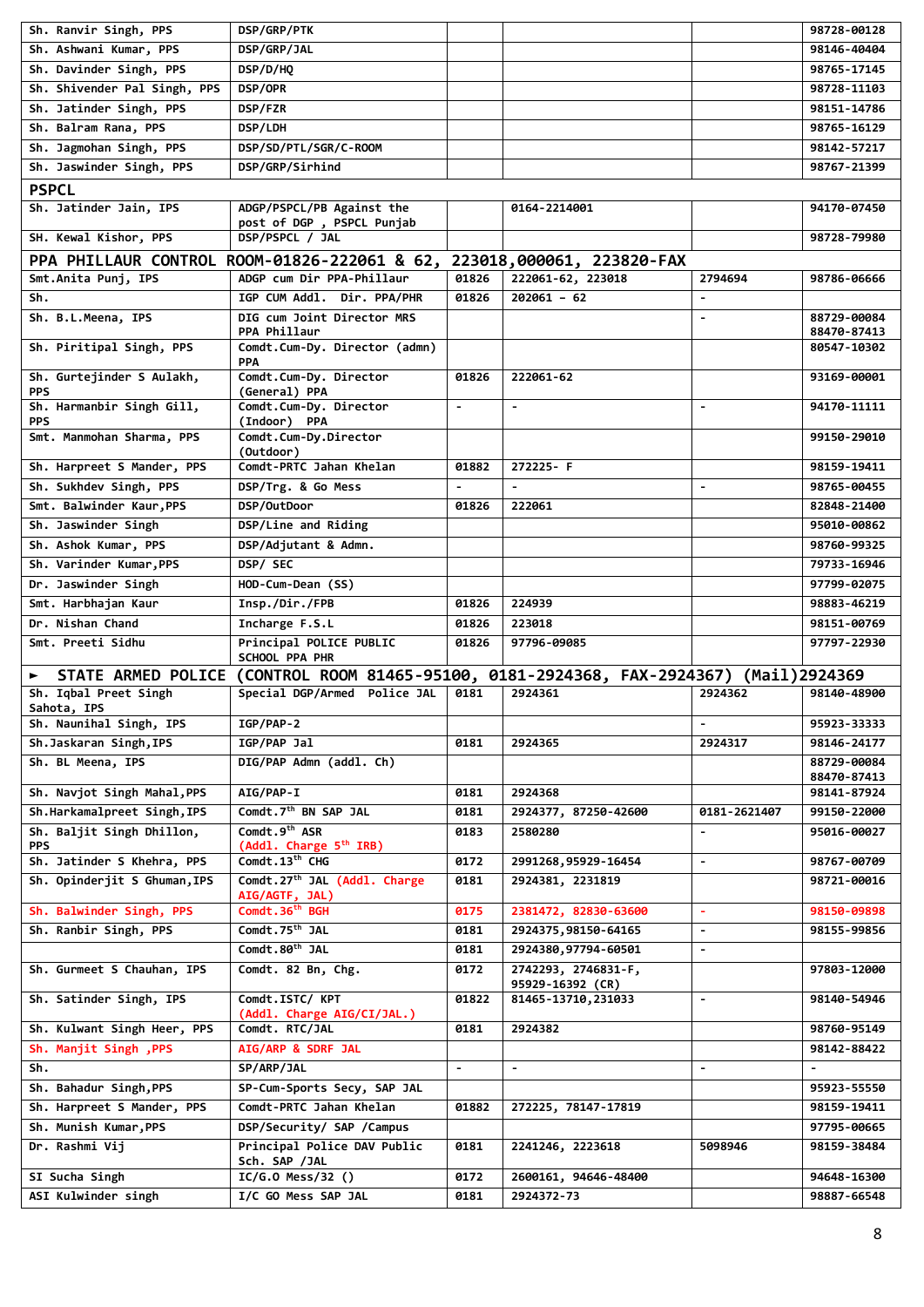| | | | | | |
|---|---|---|---|---|---|
| Sh. Ranvir Singh, PPS | DSP/GRP/PTK | | | | 98728-00128 |
| Sh. Ashwani Kumar, PPS | DSP/GRP/JAL | | | | 98146-40404 |
| Sh. Davinder Singh, PPS | DSP/D/HQ | | | | 98765-17145 |
| Sh. Shivender Pal Singh, PPS | DSP/OPR | | | | 98728-11103 |
| Sh. Jatinder Singh, PPS | DSP/FZR | | | | 98151-14786 |
| Sh. Balram Rana, PPS | DSP/LDH | | | | 98765-16129 |
| Sh. Jagmohan Singh, PPS | DSP/SD/PTL/SGR/C-ROOM | | | | 98142-57217 |
| Sh. Jaswinder Singh, PPS | DSP/GRP/Sirhind | | | | 98767-21399 |
| **PSPCL** | | | | | |
| Sh. Jatinder Jain, IPS | ADGP/PSPCL/PB Against the post of DGP , PSPCL Punjab | | 0164-2214001 | | 94170-07450 |
| SH. Kewal Kishor, PPS | DSP/PSPCL / JAL | | | | 98728-79980 |
| **PPA PHILLAUR CONTROL ROOM-01826-222061 & 62, 223018,000061, 223820-FAX** | | | | | |
| Smt.Anita Punj, IPS | ADGP cum Dir PPA-Phillaur | 01826 | 222061-62, 223018 | 2794694 | 98786-06666 |
| Sh. | IGP CUM Addl. Dir. PPA/PHR | 01826 | 202061 – 62 | - | |
| Sh. B.L.Meena, IPS | DIG cum Joint Director MRS PPA Phillaur | | | - | 88729-00084 88470-87413 |
| Sh. Piritipal Singh, PPS | Comdt.Cum-Dy. Director (admn) PPA | | | | 80547-10302 |
| Sh. Gurtejinder S Aulakh, PPS | Comdt.Cum-Dy. Director (General) PPA | 01826 | 222061-62 | | 93169-00001 |
| Sh. Harmanbir Singh Gill, PPS | Comdt.Cum-Dy. Director (Indoor) PPA | - | - | - | 94170-11111 |
| Smt. Manmohan Sharma, PPS | Comdt.Cum-Dy.Director (Outdoor) | | | | 99150-29010 |
| Sh. Harpreet S Mander, PPS | Comdt-PRTC Jahan Khelan | 01882 | 272225- F | | 98159-19411 |
| Sh. Sukhdev Singh, PPS | DSP/Trg. & Go Mess | - | - | - | 98765-00455 |
| Smt. Balwinder Kaur,PPS | DSP/OutDoor | 01826 | 222061 | | 82848-21400 |
| Sh. Jaswinder Singh | DSP/Line and Riding | | | | 95010-00862 |
| Sh. Ashok Kumar, PPS | DSP/Adjutant & Admn. | | | | 98760-99325 |
| Sh. Varinder Kumar,PPS | DSP/ SEC | | | | 79733-16946 |
| Dr. Jaswinder Singh | HOD-Cum-Dean (SS) | | | | 97799-02075 |
| Smt. Harbhajan Kaur | Insp./Dir./FPB | 01826 | 224939 | | 98883-46219 |
| Dr. Nishan Chand | Incharge F.S.L | 01826 | 223018 | | 98151-00769 |
| Smt. Preeti Sidhu | Principal POLICE PUBLIC SCHOOL PPA PHR | 01826 | 97796-09085 | | 97797-22930 |
| **► STATE ARMED POLICE (CONTROL ROOM 81465-95100, 0181-2924368, FAX-2924367) (Mail)2924369** | | | | | |
| Sh. Iqbal Preet Singh Sahota, IPS | Special DGP/Armed Police JAL | 0181 | 2924361 | 2924362 | 98140-48900 |
| Sh. Naunihal Singh, IPS | IGP/PAP-2 | | | - | 95923-33333 |
| Sh.Jaskaran Singh,IPS | IGP/PAP Jal | 0181 | 2924365 | 2924317 | 98146-24177 |
| Sh. BL Meena, IPS | DIG/PAP Admn (addl. Ch) | | | | 88729-00084 88470-87413 |
| Sh. Navjot Singh Mahal,PPS | AIG/PAP-I | 0181 | 2924368 | | 98141-87924 |
| Sh.Harkamalpreet Singh,IPS | Comdt.7th BN SAP JAL | 0181 | 2924377, 87250-42600 | 0181-2621407 | 99150-22000 |
| Sh. Baljit Singh Dhillon, PPS | Comdt.9th ASR (Addl. Charge 5th IRB) | 0183 | 2580280 | - | 95016-00027 |
| Sh. Jatinder S Khehra, PPS | Comdt.13th CHG | 0172 | 2991268,95929-16454 | - | 98767-00709 |
| Sh. Opinderjit S Ghuman,IPS | Comdt.27th JAL (Addl. Charge AIG/AGTF, JAL) | 0181 | 2924381, 2231819 | | 98721-00016 |
| Sh. Balwinder Singh, PPS | Comdt.36th BGH | 0175 | 2381472, 82830-63600 | - | 98150-09898 |
| Sh. Ranbir Singh, PPS | Comdt.75th JAL | 0181 | 2924375,98150-64165 | - | 98155-99856 |
| | Comdt.80th JAL | 0181 | 2924380,97794-60501 | - | |
| Sh. Gurmeet S Chauhan, IPS | Comdt. 82 Bn, Chg. | 0172 | 2742293, 2746831-F, 95929-16392 (CR) | | 97803-12000 |
| Sh. Satinder Singh, IPS | Comdt.ISTC/ KPT (Addl. Charge AIG/CI/JAL.) | 01822 | 81465-13710,231033 | - | 98140-54946 |
| Sh. Kulwant Singh Heer, PPS | Comdt. RTC/JAL | 0181 | 2924382 | | 98760-95149 |
| Sh. Manjit Singh ,PPS | AIG/ARP & SDRF JAL | | | | 98142-88422 |
| Sh. | SP/ARP/JAL | - | - | - | - |
| Sh. Bahadur Singh,PPS | SP-Cum-Sports Secy, SAP JAL | | | | 95923-55550 |
| Sh. Harpreet S Mander, PPS | Comdt-PRTC Jahan Khelan | 01882 | 272225, 78147-17819 | | 98159-19411 |
| Sh. Munish Kumar,PPS | DSP/Security/ SAP /Campus | | | | 97795-00665 |
| Dr. Rashmi Vij | Principal Police DAV Public Sch. SAP /JAL | 0181 | 2241246, 2223618 | 5098946 | 98159-38484 |
| SI Sucha Singh | IC/G.O Mess/32 () | 0172 | 2600161, 94646-48400 | | 94648-16300 |
| ASI Kulwinder singh | I/C GO Mess SAP JAL | 0181 | 2924372-73 | | 98887-66548 |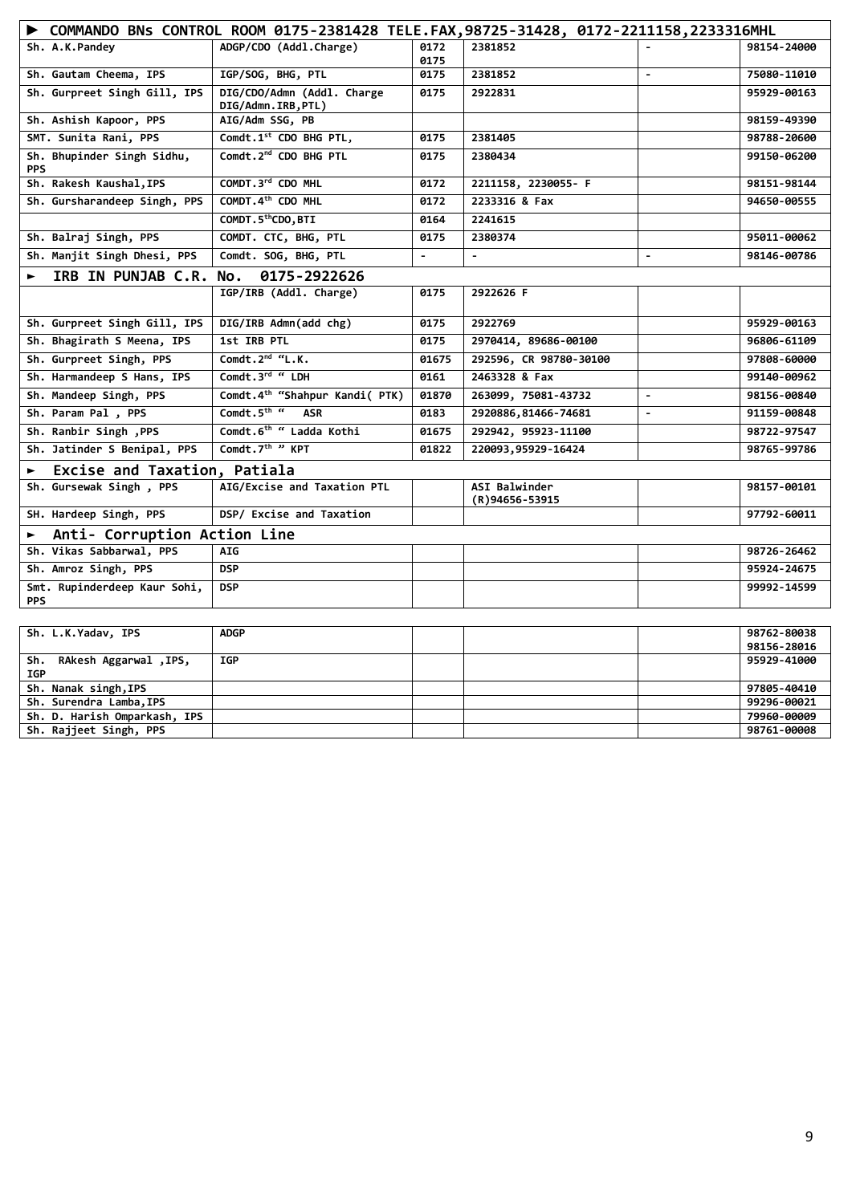| ► COMMANDO BNs CONTROL ROOM 0175-2381428 TELE.FAX,98725-31428, 0172-2211158,2233316MHL | | | | | |
|---|---|---|---|---|---|
| Sh. A.K.Pandey | ADGP/CDO (Addl.Charge) | 0172 0175 | 2381852 | - | 98154-24000 |
| Sh. Gautam Cheema, IPS | IGP/SOG, BHG, PTL | 0175 | 2381852 | - | 75080-11010 |
| Sh. Gurpreet Singh Gill, IPS | DIG/CDO/Admn (Addl. Charge DIG/Admn.IRB,PTL) | 0175 | 2922831 | | 95929-00163 |
| Sh. Ashish Kapoor, PPS | AIG/Adm SSG, PB | | | | 98159-49390 |
| SMT. Sunita Rani, PPS | Comdt.1st CDO BHG PTL, | 0175 | 2381405 | | 98788-20600 |
| Sh. Bhupinder Singh Sidhu, PPS | Comdt.2nd CDO BHG PTL | 0175 | 2380434 | | 99150-06200 |
| Sh. Rakesh Kaushal,IPS | COMDT.3rd CDO MHL | 0172 | 2211158, 2230055- F | | 98151-98144 |
| Sh. Gursharandeep Singh, PPS | COMDT.4th CDO MHL | 0172 | 2233316 & Fax | | 94650-00555 |
| | COMDT.5thCDO,BTI | 0164 | 2241615 | | |
| Sh. Balraj Singh, PPS | COMDT. CTC, BHG, PTL | 0175 | 2380374 | | 95011-00062 |
| Sh. Manjit Singh Dhesi, PPS | Comdt. SOG, BHG, PTL | - | - | - | 98146-00786 |
| ► IRB IN PUNJAB C.R. No. 0175-2922626 | | | | | |
| | IGP/IRB (Addl. Charge) | 0175 | 2922626 F | | |
| Sh. Gurpreet Singh Gill, IPS | DIG/IRB Admn(add chg) | 0175 | 2922769 | | 95929-00163 |
| Sh. Bhagirath S Meena, IPS | 1st IRB PTL | 0175 | 2970414, 89686-00100 | | 96806-61109 |
| Sh. Gurpreet Singh, PPS | Comdt.2nd "L.K. | 01675 | 292596, CR 98780-30100 | | 97808-60000 |
| Sh. Harmandeep S Hans, IPS | Comdt.3rd " LDH | 0161 | 2463328 & Fax | | 99140-00962 |
| Sh. Mandeep Singh, PPS | Comdt.4th "Shahpur Kandi( PTK) | 01870 | 263099, 75081-43732 | - | 98156-00840 |
| Sh. Param Pal , PPS | Comdt.5th " ASR | 0183 | 2920886,81466-74681 | - | 91159-00848 |
| Sh. Ranbir Singh ,PPS | Comdt.6th " Ladda Kothi | 01675 | 292942, 95923-11100 | | 98722-97547 |
| Sh. Jatinder S Benipal, PPS | Comdt.7th " KPT | 01822 | 220093,95929-16424 | | 98765-99786 |
| ► Excise and Taxation, Patiala | | | | | |
| Sh. Gursewak Singh , PPS | AIG/Excise and Taxation PTL | | ASI Balwinder (R)94656-53915 | | 98157-00101 |
| SH. Hardeep Singh, PPS | DSP/ Excise and Taxation | | | | 97792-60011 |
| ► Anti- Corruption Action Line | | | | | |
| Sh. Vikas Sabbarwal, PPS | AIG | | | | 98726-26462 |
| Sh. Amroz Singh, PPS | DSP | | | | 95924-24675 |
| Smt. Rupinderdeep Kaur Sohi, PPS | DSP | | | | 99992-14599 |

| | | | | | |
|---|---|---|---|---|---|
| Sh. L.K.Yadav, IPS | ADGP | | | | 98762-80038 98156-28016 |
| Sh. RAkesh Aggarwal ,IPS, IGP | IGP | | | | 95929-41000 |
| Sh. Nanak singh,IPS | | | | | 97805-40410 |
| Sh. Surendra Lamba,IPS | | | | | 99296-00021 |
| Sh. D. Harish Omparkash, IPS | | | | | 79960-00009 |
| Sh. Rajjeet Singh, PPS | | | | | 98761-00008 |